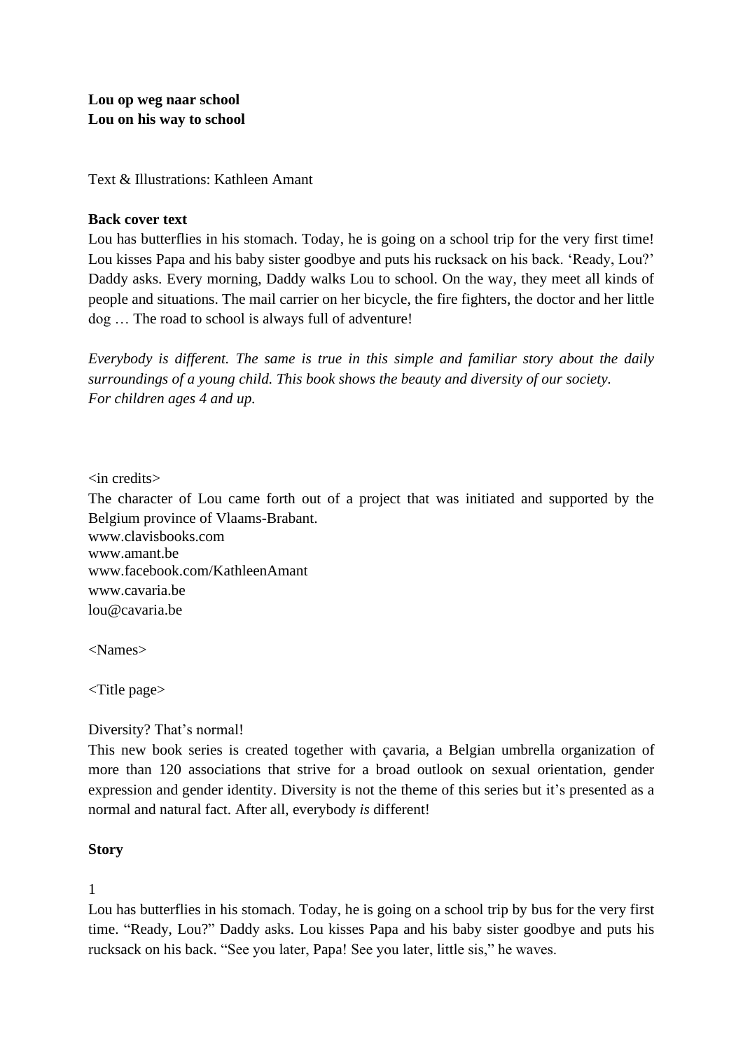**Lou op weg naar school**
**Lou on his way to school**

Text & Illustrations: Kathleen Amant

**Back cover text**

Lou has butterflies in his stomach. Today, he is going on a school trip for the very first time! Lou kisses Papa and his baby sister goodbye and puts his rucksack on his back. ‘Ready, Lou?’ Daddy asks. Every morning, Daddy walks Lou to school. On the way, they meet all kinds of people and situations. The mail carrier on her bicycle, the fire fighters, the doctor and her little dog … The road to school is always full of adventure!

*Everybody is different. The same is true in this simple and familiar story about the daily surroundings of a young child. This book shows the beauty and diversity of our society.*
*For children ages 4 and up.*

<in credits>

The character of Lou came forth out of a project that was initiated and supported by the Belgium province of Vlaams-Brabant.
www.clavisbooks.com
www.amant.be
www.facebook.com/KathleenAmant
www.cavaria.be
lou@cavaria.be

<Names>

<Title page>

Diversity? That’s normal!

This new book series is created together with çavaria, a Belgian umbrella organization of more than 120 associations that strive for a broad outlook on sexual orientation, gender expression and gender identity. Diversity is not the theme of this series but it’s presented as a normal and natural fact. After all, everybody *is* different!

**Story**

1

Lou has butterflies in his stomach. Today, he is going on a school trip by bus for the very first time. “Ready, Lou?” Daddy asks. Lou kisses Papa and his baby sister goodbye and puts his rucksack on his back. “See you later, Papa! See you later, little sis,” he waves.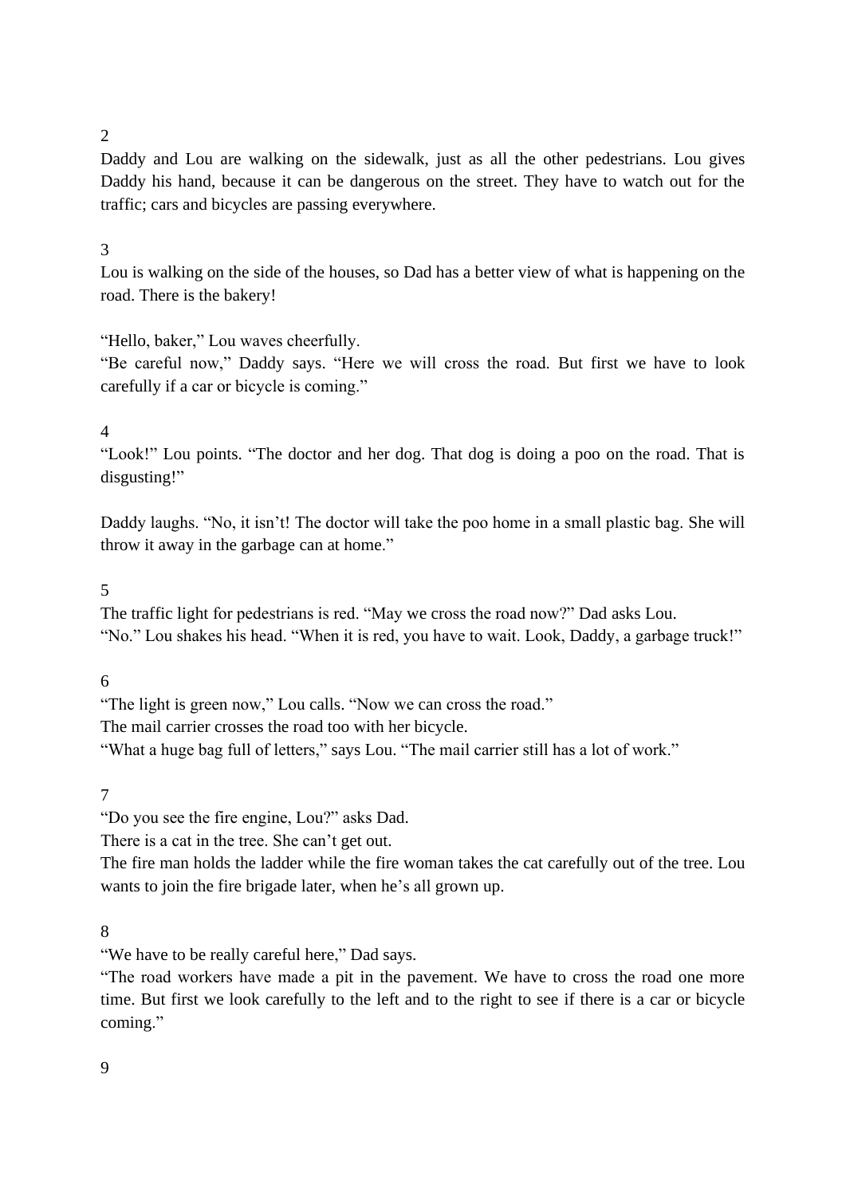2

Daddy and Lou are walking on the sidewalk, just as all the other pedestrians. Lou gives Daddy his hand, because it can be dangerous on the street. They have to watch out for the traffic; cars and bicycles are passing everywhere.

3

Lou is walking on the side of the houses, so Dad has a better view of what is happening on the road. There is the bakery!

“Hello, baker,” Lou waves cheerfully.
“Be careful now,” Daddy says. “Here we will cross the road. But first we have to look carefully if a car or bicycle is coming.”

4

“Look!” Lou points. “The doctor and her dog. That dog is doing a poo on the road. That is disgusting!”

Daddy laughs. “No, it isn’t! The doctor will take the poo home in a small plastic bag. She will throw it away in the garbage can at home.”

5

The traffic light for pedestrians is red. “May we cross the road now?” Dad asks Lou.
“No.” Lou shakes his head. “When it is red, you have to wait. Look, Daddy, a garbage truck!”

6

“The light is green now,” Lou calls. “Now we can cross the road.”
The mail carrier crosses the road too with her bicycle.
“What a huge bag full of letters,” says Lou. “The mail carrier still has a lot of work.”

7

“Do you see the fire engine, Lou?” asks Dad.
There is a cat in the tree. She can’t get out.
The fire man holds the ladder while the fire woman takes the cat carefully out of the tree. Lou wants to join the fire brigade later, when he’s all grown up.

8

“We have to be really careful here,” Dad says.
“The road workers have made a pit in the pavement. We have to cross the road one more time. But first we look carefully to the left and to the right to see if there is a car or bicycle coming.”

9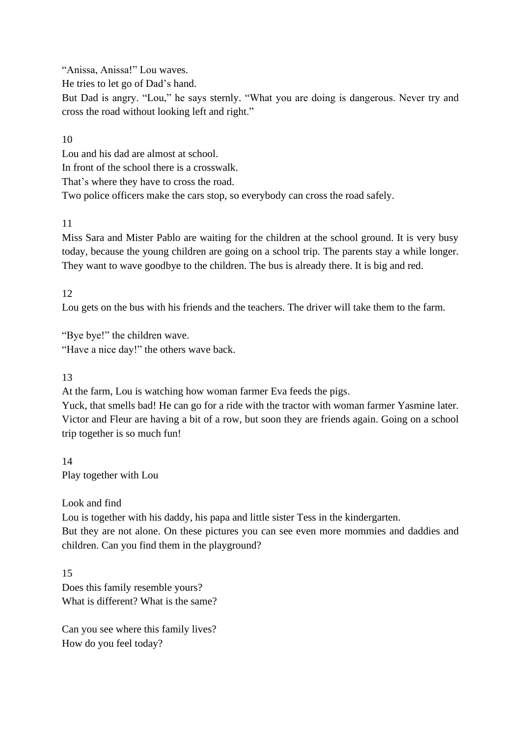“Anissa, Anissa!” Lou waves.
He tries to let go of Dad’s hand.
But Dad is angry. “Lou,” he says sternly. “What you are doing is dangerous. Never try and cross the road without looking left and right.”

10

Lou and his dad are almost at school.
In front of the school there is a crosswalk.
That’s where they have to cross the road.
Two police officers make the cars stop, so everybody can cross the road safely.

11

Miss Sara and Mister Pablo are waiting for the children at the school ground. It is very busy today, because the young children are going on a school trip. The parents stay a while longer. They want to wave goodbye to the children. The bus is already there. It is big and red.

12

Lou gets on the bus with his friends and the teachers. The driver will take them to the farm.

“Bye bye!” the children wave.
“Have a nice day!” the others wave back.

13

At the farm, Lou is watching how woman farmer Eva feeds the pigs.
Yuck, that smells bad! He can go for a ride with the tractor with woman farmer Yasmine later. Victor and Fleur are having a bit of a row, but soon they are friends again. Going on a school trip together is so much fun!

14

Play together with Lou

Look and find
Lou is together with his daddy, his papa and little sister Tess in the kindergarten.
But they are not alone. On these pictures you can see even more mommies and daddies and children. Can you find them in the playground?

15

Does this family resemble yours?
What is different? What is the same?

Can you see where this family lives?
How do you feel today?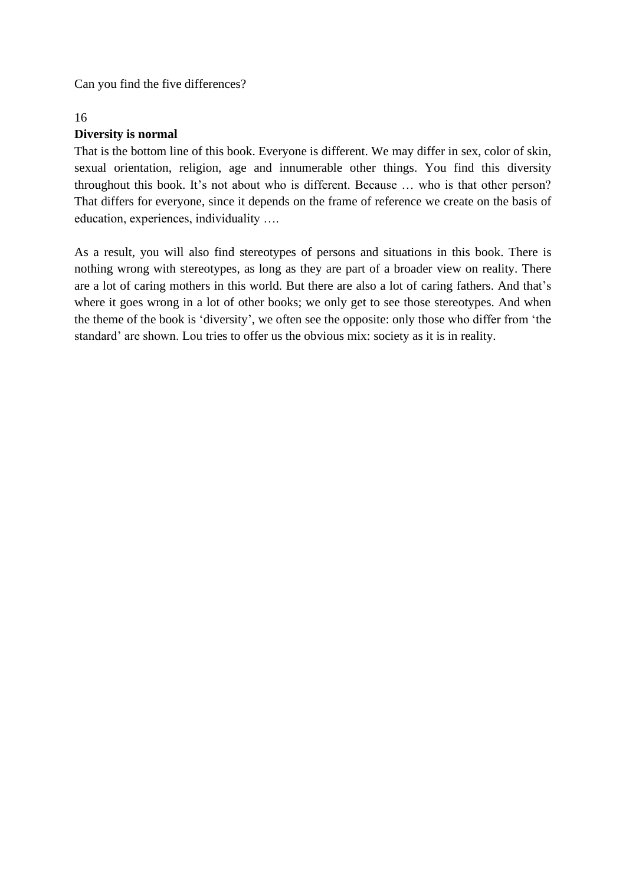Can you find the five differences?

16

**Diversity is normal**

That is the bottom line of this book. Everyone is different. We may differ in sex, color of skin, sexual orientation, religion, age and innumerable other things. You find this diversity throughout this book. It's not about who is different. Because … who is that other person? That differs for everyone, since it depends on the frame of reference we create on the basis of education, experiences, individuality ….

As a result, you will also find stereotypes of persons and situations in this book. There is nothing wrong with stereotypes, as long as they are part of a broader view on reality. There are a lot of caring mothers in this world. But there are also a lot of caring fathers. And that's where it goes wrong in a lot of other books; we only get to see those stereotypes. And when the theme of the book is 'diversity', we often see the opposite: only those who differ from 'the standard' are shown. Lou tries to offer us the obvious mix: society as it is in reality.